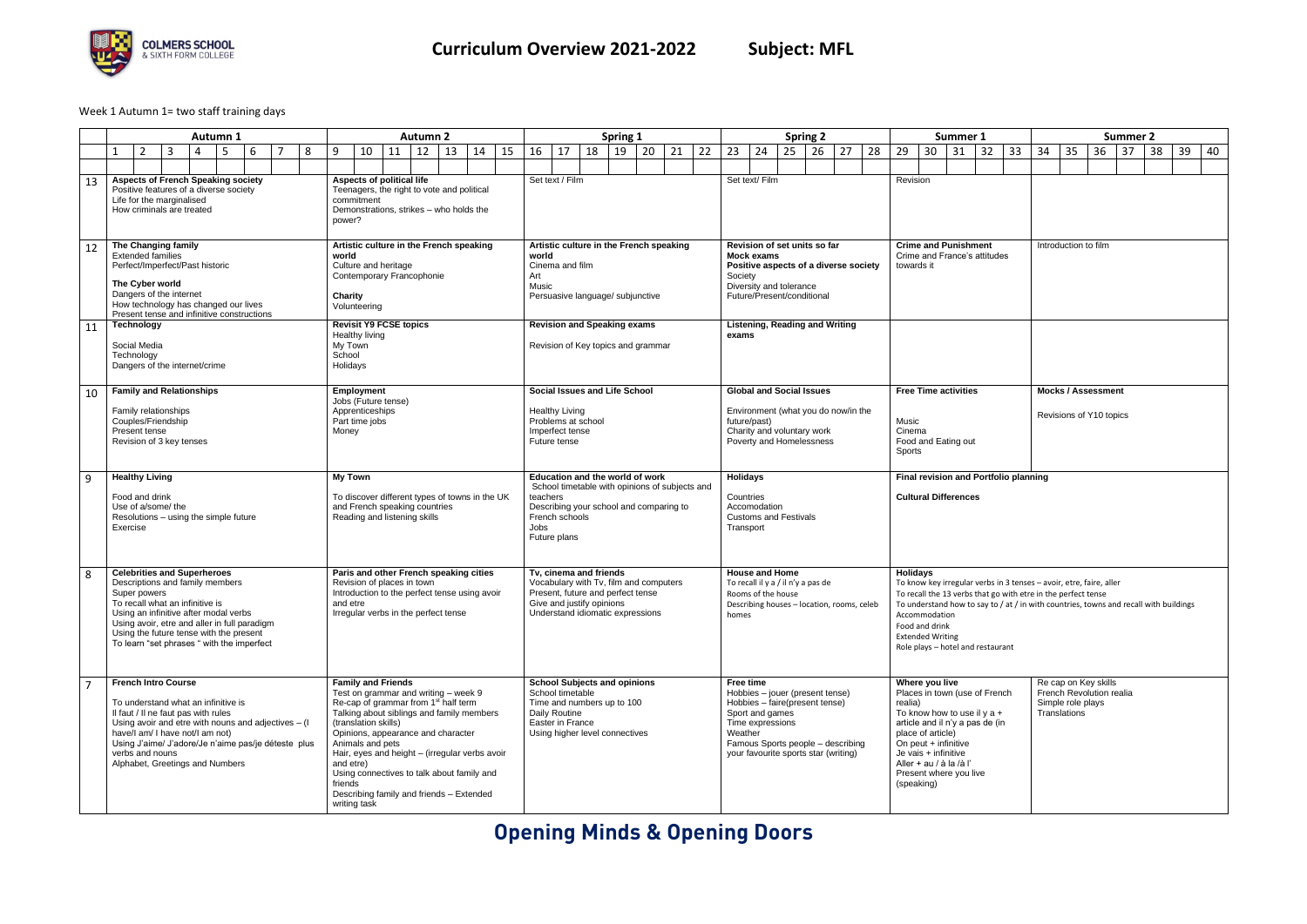# Curriculum Overview 2021-2022 Subject: MFL

Week 1 Autumn 1= two staff training days

| | Autumn 1 (Weeks 1–8) | Autumn 2 (Weeks 9–15) | Spring 1 (Weeks 16–22) | Spring 2 (Weeks 23–28) | Summer 1 (Weeks 29–33) | Summer 2 (Weeks 34–40) |
|---|---|---|---|---|---|---|
| 13 | **Aspects of French Speaking society**<br>Positive features of a diverse society<br>Life for the marginalised<br>How criminals are treated | **Aspects of political life**<br>Teenagers, the right to vote and political commitment<br>Demonstrations, strikes – who holds the power? | Set text / Film | Set text/ Film | Revision | |
| 12 | **The Changing family**<br>Extended families<br>Perfect/Imperfect/Past historic<br><br>**The Cyber world**<br>Dangers of the internet<br>How technology has changed our lives<br>Present tense and infinitive constructions | **Artistic culture in the French speaking world**<br>Culture and heritage<br>Contemporary Francophonie<br><br>**Charity**<br>Volunteering | **Artistic culture in the French speaking world**<br>Cinema and film<br>Art<br>Music<br>Persuasive language/ subjunctive | **Revision of set units so far**<br>**Mock exams**<br>**Positive aspects of a diverse society**<br>Society<br>Diversity and tolerance<br>Future/Present/conditional | **Crime and Punishment**<br>Crime and France's attitudes towards it | Introduction to film |
| 11 | **Technology**<br><br>Social Media<br>Technology<br>Dangers of the internet/crime | **Revisit Y9 FCSE topics**<br>Healthy living<br>My Town<br>School<br>Holidays | **Revision and Speaking exams**<br><br>Revision of Key topics and grammar | **Listening, Reading and Writing exams** | | |
| 10 | **Family and Relationships**<br><br>Family relationships<br>Couples/Friendship<br>Present tense<br>Revision of 3 key tenses | **Employment**<br>Jobs (Future tense)<br>Apprenticeships<br>Part time jobs<br>Money | **Social Issues and Life School**<br><br>Healthy Living<br>Problems at school<br>Imperfect tense<br>Future tense | **Global and Social Issues**<br><br>Environment (what you do now/in the future/past)<br>Charity and voluntary work<br>Poverty and Homelessness | **Free Time activities**<br><br>Music<br>Cinema<br>Food and Eating out<br>Sports | **Mocks / Assessment**<br><br>Revisions of Y10 topics |
| 9 | **Healthy Living**<br><br>Food and drink<br>Use of a/some/ the<br>Resolutions – using the simple future<br>Exercise | **My Town**<br><br>To discover different types of towns in the UK and French speaking countries<br>Reading and listening skills | **Education and the world of work**<br>School timetable with opinions of subjects and teachers<br>Describing your school and comparing to French schools<br>Jobs<br>Future plans | **Holidays**<br><br>Countries<br>Accomodation<br>Customs and Festivals<br>Transport | **Final revision and Portfolio planning**<br><br>**Cultural Differences** | |
| 8 | **Celebrities and Superheroes**<br>Descriptions and family members<br>Super powers<br>To recall what an infinitive is<br>Using an infinitive after modal verbs<br>Using avoir, etre and aller in full paradigm<br>Using the future tense with the present<br>To learn "set phrases " with the imperfect | **Paris and other French speaking cities**<br>Revision of places in town<br>Introduction to the perfect tense using avoir and etre<br>Irregular verbs in the perfect tense | **Tv, cinema and friends**<br>Vocabulary with Tv, film and computers<br>Present, future and perfect tense<br>Give and justify opinions<br>Understand idiomatic expressions | **House and Home**<br>To recall il y a / il n'y a pas de<br>Rooms of the house<br>Describing houses – location, rooms, celeb homes | **Holidays**<br>To know key irregular verbs in 3 tenses – avoir, etre, faire, aller<br>To recall the 13 verbs that go with etre in the perfect tense<br>To understand how to say to / at / in with countries, towns and recall with buildings<br>Accommodation<br>Food and drink<br>Extended Writing<br>Role plays – hotel and restaurant | |
| 7 | **French Intro Course**<br><br>To understand what an infinitive is<br>Il faut / Il ne faut pas with rules<br>Using avoir and etre with nouns and adjectives – (I have/I am/ I have not/I am not)<br>Using J'aime/ J'adore/Je n'aime pas/je déteste plus verbs and nouns<br>Alphabet, Greetings and Numbers | **Family and Friends**<br>Test on grammar and writing – week 9<br>Re-cap of grammar from 1st half term<br>Talking about siblings and family members (translation skills)<br>Opinions, appearance and character<br>Animals and pets<br>Hair, eyes and height – (irregular verbs avoir and etre)<br>Using connectives to talk about family and friends<br>Describing family and friends – Extended writing task | **School Subjects and opinions**<br>School timetable<br>Time and numbers up to 100<br>Daily Routine<br>Easter in France<br>Using higher level connectives | **Free time**<br>Hobbies – jouer (present tense)<br>Hobbies – faire(present tense)<br>Sport and games<br>Time expressions<br>Weather<br>Famous Sports people – describing your favourite sports star (writing) | **Where you live**<br>Places in town (use of French realia)<br>To know how to use il y a + article and il n'y a pas de (in place of article)<br>On peut + infinitive<br>Je vais + infinitive<br>Aller + au / à la /à l'<br>Present where you live (speaking) | Re cap on Key skills<br>French Revolution realia<br>Simple role plays<br>Translations |

**Opening Minds & Opening Doors**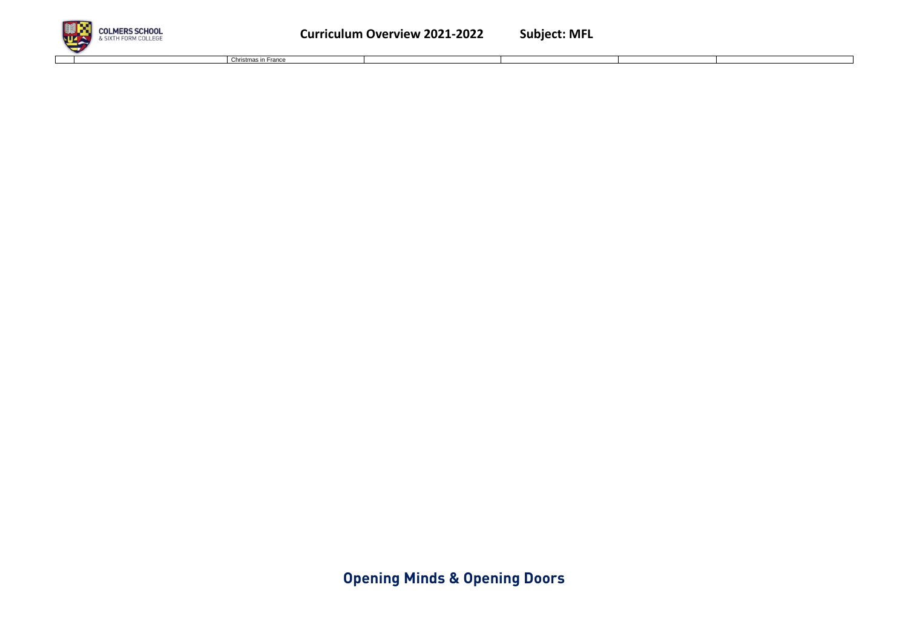| | | | | | | |
|---|---|---|---|---|---|---|
| | | Christmas in France | | | | |

**Opening Minds & Opening Doors**